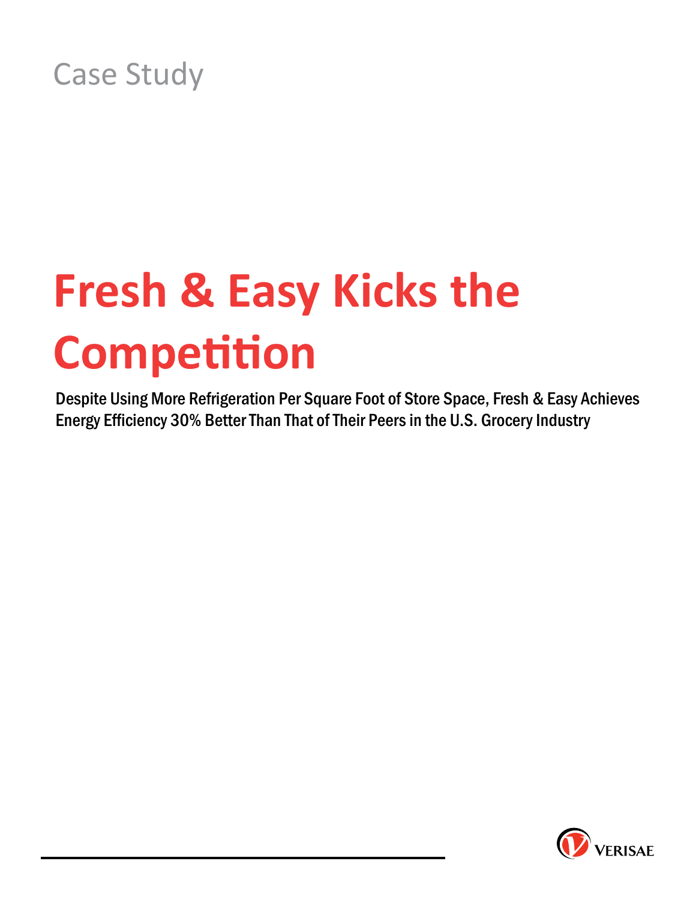Case Study

# Fresh & Easy Kicks the Competition

**Despite Using More Refrigeration Per Square Foot of Store Space, Fresh & Easy Achieves Energy Efficiency 30% Better Than That of Their Peers in the U.S. Grocery Industry**

VERISAE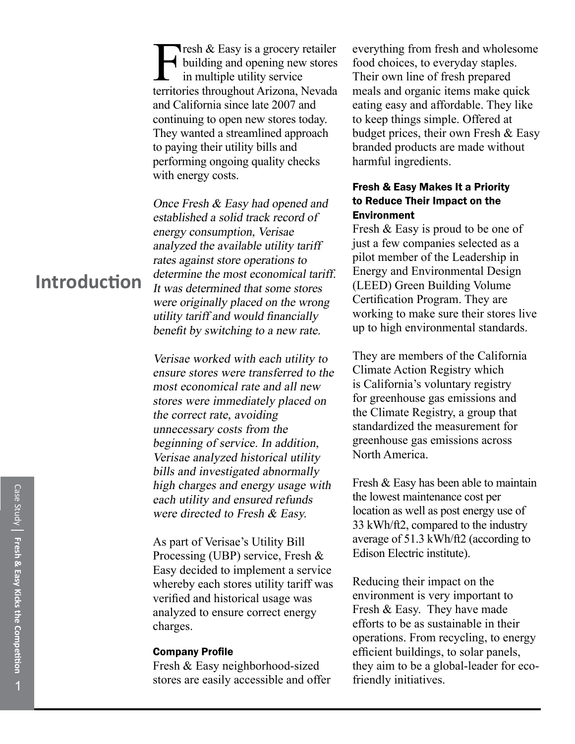## Introduction

Fresh & Easy is a grocery retailer building and opening new stores in multiple utility service territories throughout Arizona, Nevada and California since late 2007 and continuing to open new stores today. They wanted a streamlined approach to paying their utility bills and performing ongoing quality checks with energy costs.

*Once Fresh & Easy had opened and established a solid track record of energy consumption, Verisae analyzed the available utility tariff rates against store operations to determine the most economical tariff. It was determined that some stores were originally placed on the wrong utility tariff and would financially benefit by switching to a new rate.*

*Verisae worked with each utility to ensure stores were transferred to the most economical rate and all new stores were immediately placed on the correct rate, avoiding unnecessary costs from the beginning of service. In addition, Verisae analyzed historical utility bills and investigated abnormally high charges and energy usage with each utility and ensured refunds were directed to Fresh & Easy.*

As part of Verisae's Utility Bill Processing (UBP) service, Fresh & Easy decided to implement a service whereby each stores utility tariff was verified and historical usage was analyzed to ensure correct energy charges.

#### Company Profile

Fresh & Easy neighborhood-sized stores are easily accessible and offer everything from fresh and wholesome food choices, to everyday staples. Their own line of fresh prepared meals and organic items make quick eating easy and affordable. They like to keep things simple. Offered at budget prices, their own Fresh & Easy branded products are made without harmful ingredients.

#### Fresh & Easy Makes It a Priority to Reduce Their Impact on the Environment

Fresh & Easy is proud to be one of just a few companies selected as a pilot member of the Leadership in Energy and Environmental Design (LEED) Green Building Volume Certification Program. They are working to make sure their stores live up to high environmental standards.

They are members of the California Climate Action Registry which is California's voluntary registry for greenhouse gas emissions and the Climate Registry, a group that standardized the measurement for greenhouse gas emissions across North America.

Fresh & Easy has been able to maintain the lowest maintenance cost per location as well as post energy use of 33 kWh/ft2, compared to the industry average of 51.3 kWh/ft2 (according to Edison Electric institute).

Reducing their impact on the environment is very important to Fresh & Easy. They have made efforts to be as sustainable in their operations. From recycling, to energy efficient buildings, to solar panels, they aim to be a global-leader for eco-friendly initiatives.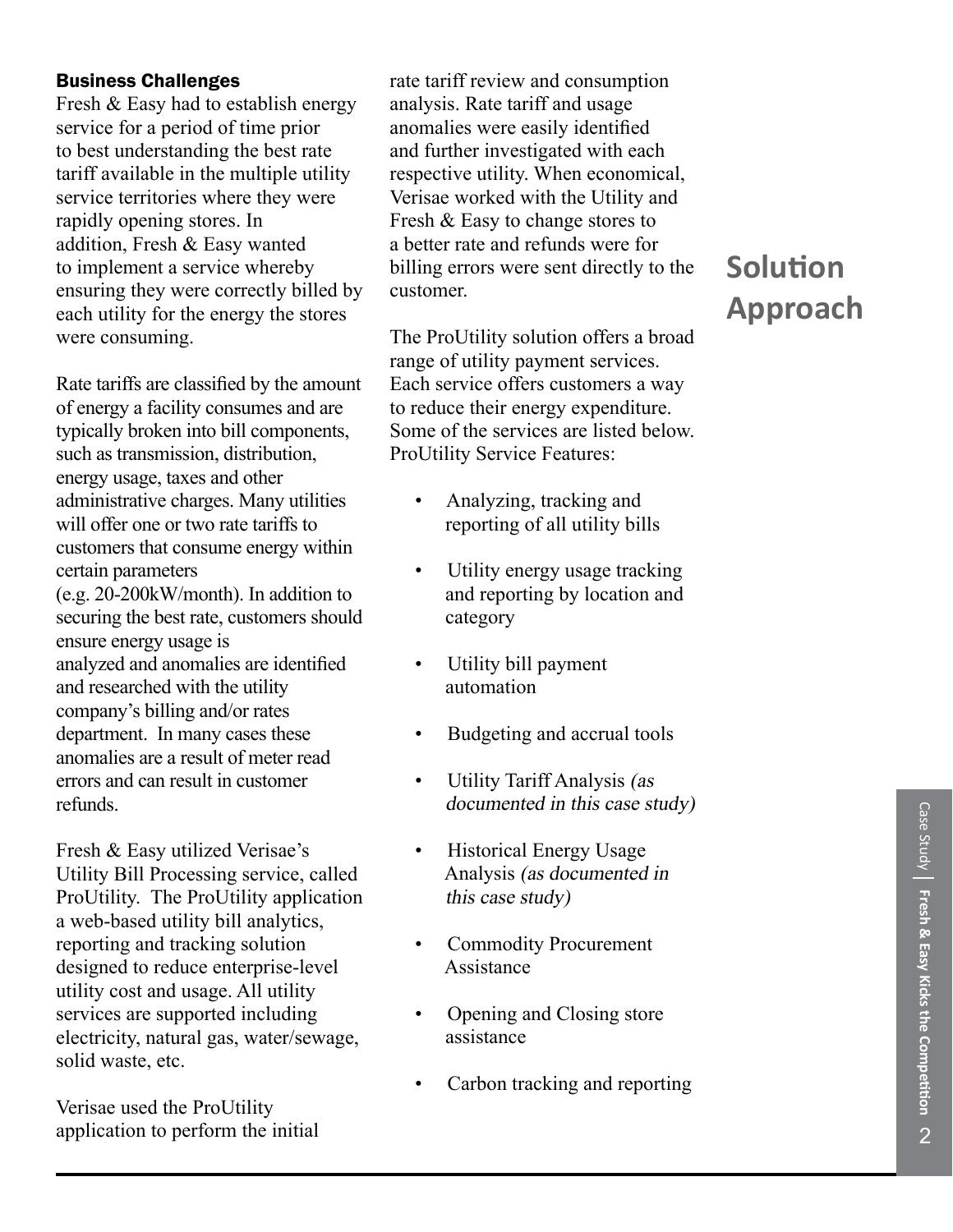## Business Challenges

Fresh & Easy had to establish energy service for a period of time prior to best understanding the best rate tariff available in the multiple utility service territories where they were rapidly opening stores. In addition, Fresh & Easy wanted to implement a service whereby ensuring they were correctly billed by each utility for the energy the stores were consuming.

Rate tariffs are classified by the amount of energy a facility consumes and are typically broken into bill components, such as transmission, distribution, energy usage, taxes and other administrative charges. Many utilities will offer one or two rate tariffs to customers that consume energy within certain parameters (e.g. 20-200kW/month). In addition to securing the best rate, customers should ensure energy usage is analyzed and anomalies are identified and researched with the utility company's billing and/or rates department. In many cases these anomalies are a result of meter read errors and can result in customer refunds.

## Solution Approach

Fresh & Easy utilized Verisae's Utility Bill Processing service, called ProUtility. The ProUtility application a web-based utility bill analytics, reporting and tracking solution designed to reduce enterprise-level utility cost and usage. All utility services are supported including electricity, natural gas, water/sewage, solid waste, etc.

Verisae used the ProUtility application to perform the initial rate tariff review and consumption analysis. Rate tariff and usage anomalies were easily identified and further investigated with each respective utility. When economical, Verisae worked with the Utility and Fresh & Easy to change stores to a better rate and refunds were for billing errors were sent directly to the customer.

The ProUtility solution offers a broad range of utility payment services. Each service offers customers a way to reduce their energy expenditure. Some of the services are listed below. ProUtility Service Features:

- Analyzing, tracking and reporting of all utility bills
- Utility energy usage tracking and reporting by location and category
- Utility bill payment automation
- Budgeting and accrual tools
- Utility Tariff Analysis *(as documented in this case study)*
- Historical Energy Usage Analysis *(as documented in this case study)*
- Commodity Procurement Assistance
- Opening and Closing store assistance
- Carbon tracking and reporting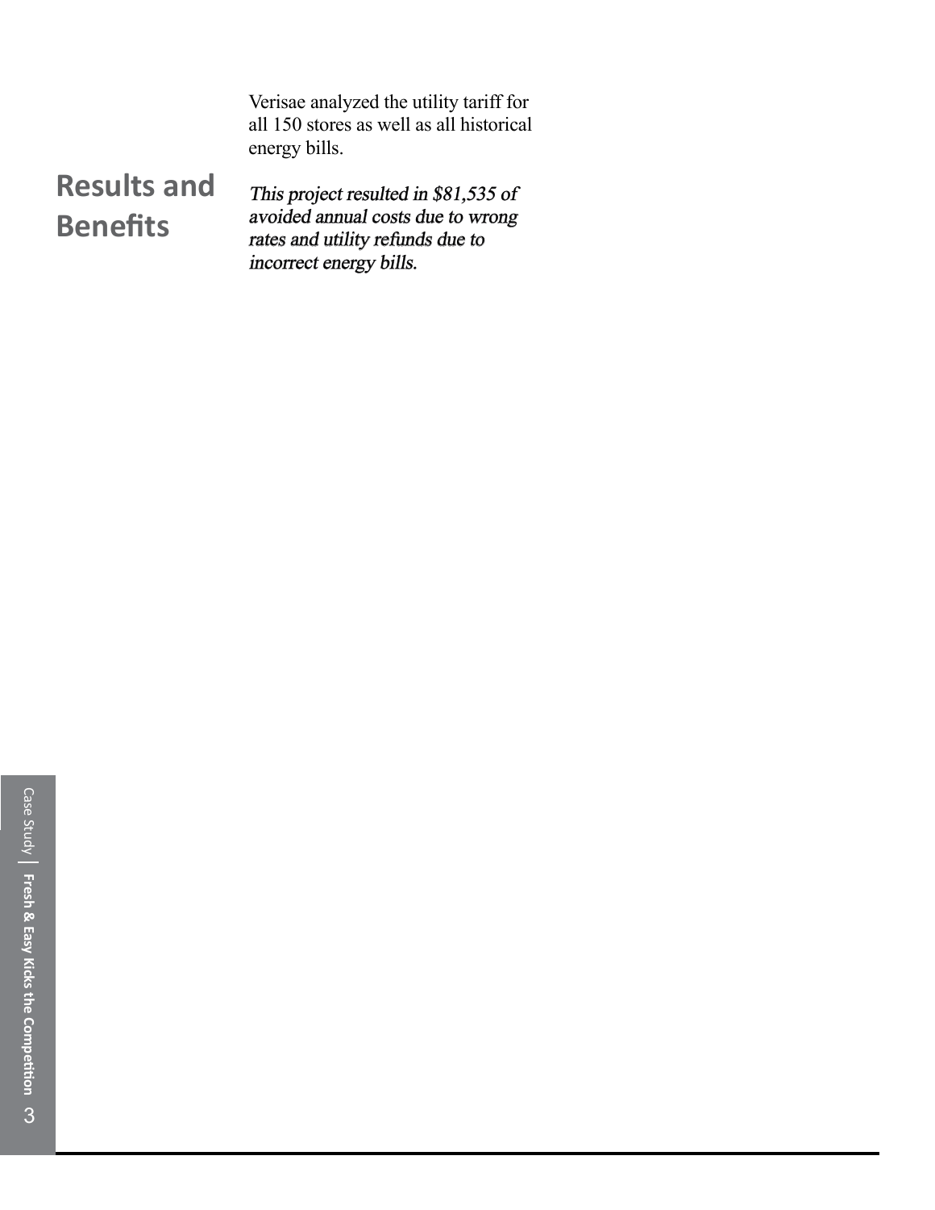Verisae analyzed the utility tariff for all 150 stores as well as all historical energy bills.

## Results and Benefits

*This project resulted in $81,535 of avoided annual costs due to wrong rates and utility refunds due to incorrect energy bills.*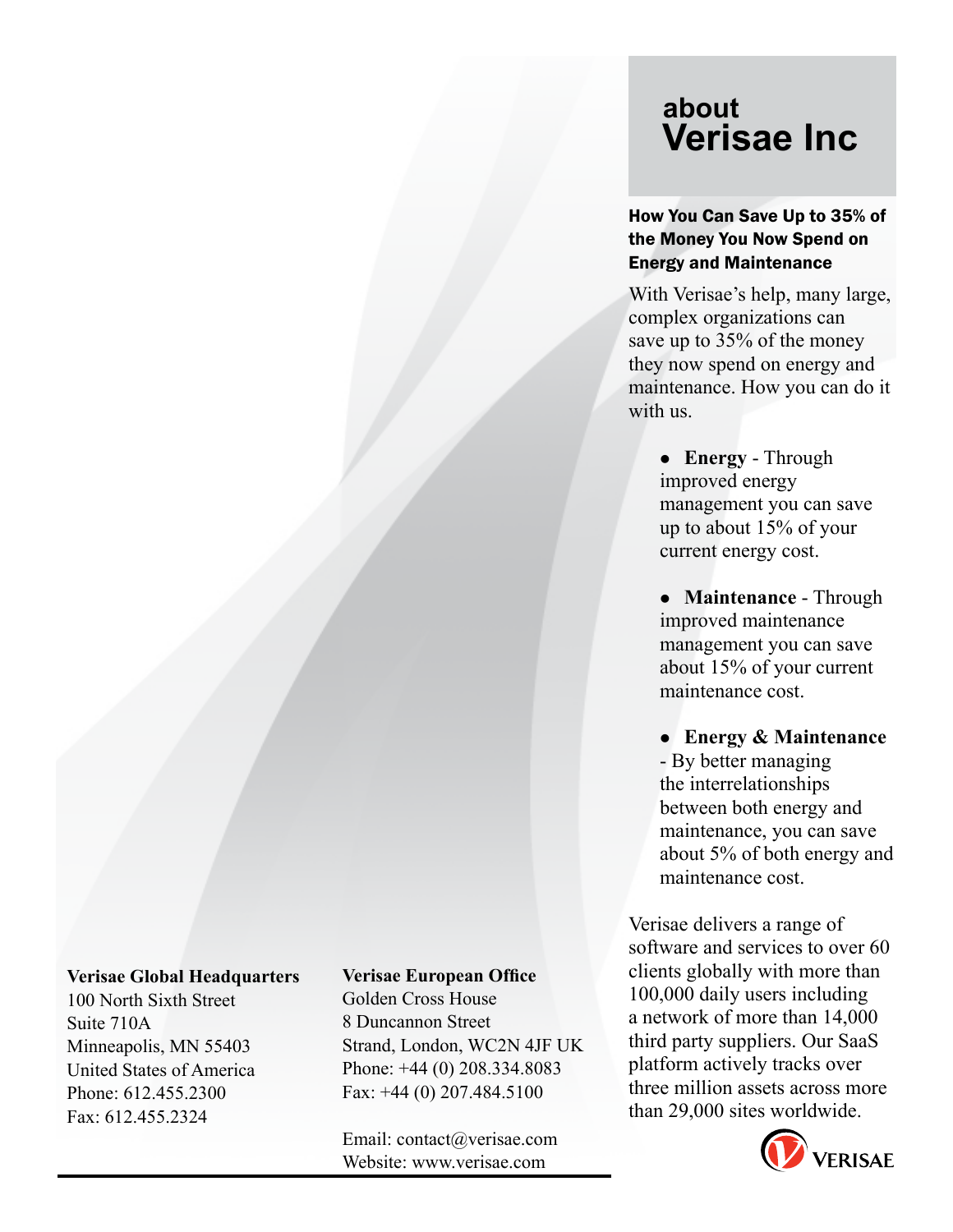# about Verisae Inc

### How You Can Save Up to 35% of the Money You Now Spend on Energy and Maintenance

With Verisae's help, many large, complex organizations can save up to 35% of the money they now spend on energy and maintenance. How you can do it with us.

- **Energy** - Through improved energy management you can save up to about 15% of your current energy cost.
- **Maintenance** - Through improved maintenance management you can save about 15% of your current maintenance cost.
- **Energy & Maintenance** - By better managing the interrelationships between both energy and maintenance, you can save about 5% of both energy and maintenance cost.

Verisae delivers a range of software and services to over 60 clients globally with more than 100,000 daily users including a network of more than 14,000 third party suppliers. Our SaaS platform actively tracks over three million assets across more than 29,000 sites worldwide.

VERISAE

**Verisae Global Headquarters**
100 North Sixth Street
Suite 710A
Minneapolis, MN 55403
United States of America
Phone: 612.455.2300
Fax: 612.455.2324

**Verisae European Office**
Golden Cross House
8 Duncannon Street
Strand, London, WC2N 4JF UK
Phone: +44 (0) 208.334.8083
Fax: +44 (0) 207.484.5100

Email: contact@verisae.com
Website: www.verisae.com